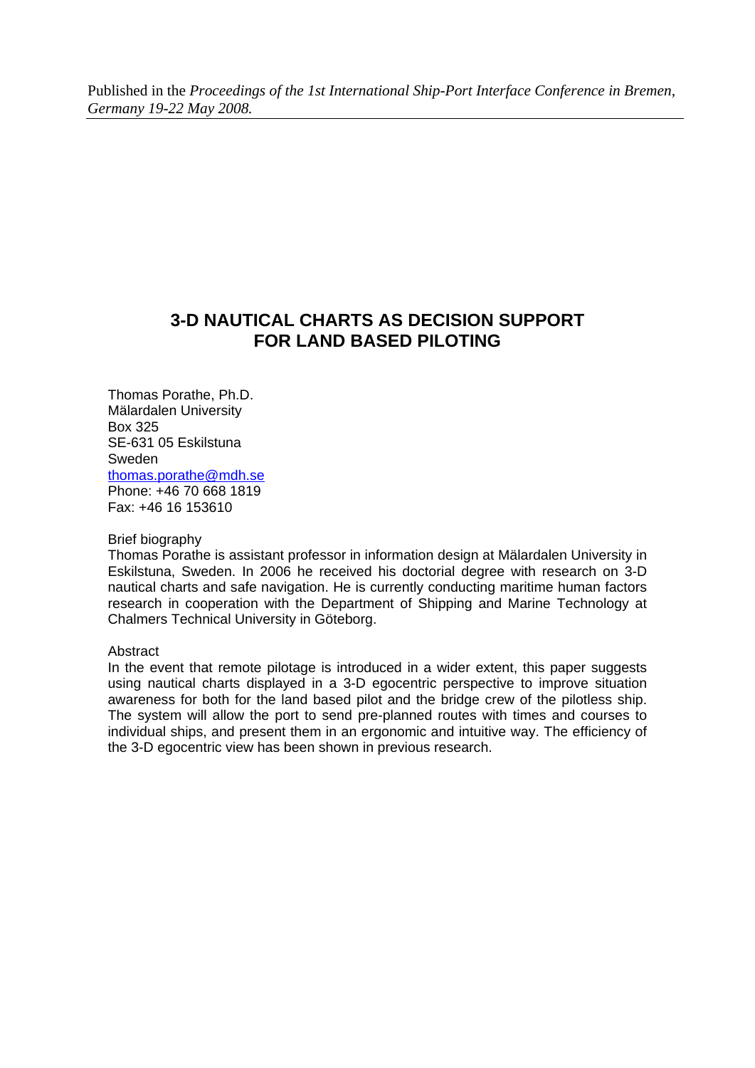Published in the *Proceedings of the 1st International Ship-Port Interface Conference in Bremen, Germany 19-22 May 2008.*

# 3-D NAUTICAL CHARTS AS DECISION SUPPORT FOR LAND BASED PILOTING

Thomas Porathe, Ph.D.
Mälardalen University
Box 325
SE-631 05 Eskilstuna
Sweden
thomas.porathe@mdh.se
Phone: +46 70 668 1819
Fax: +46 16 153610

Brief biography

Thomas Porathe is assistant professor in information design at Mälardalen University in Eskilstuna, Sweden. In 2006 he received his doctorial degree with research on 3-D nautical charts and safe navigation. He is currently conducting maritime human factors research in cooperation with the Department of Shipping and Marine Technology at Chalmers Technical University in Göteborg.

Abstract

In the event that remote pilotage is introduced in a wider extent, this paper suggests using nautical charts displayed in a 3-D egocentric perspective to improve situation awareness for both for the land based pilot and the bridge crew of the pilotless ship. The system will allow the port to send pre-planned routes with times and courses to individual ships, and present them in an ergonomic and intuitive way. The efficiency of the 3-D egocentric view has been shown in previous research.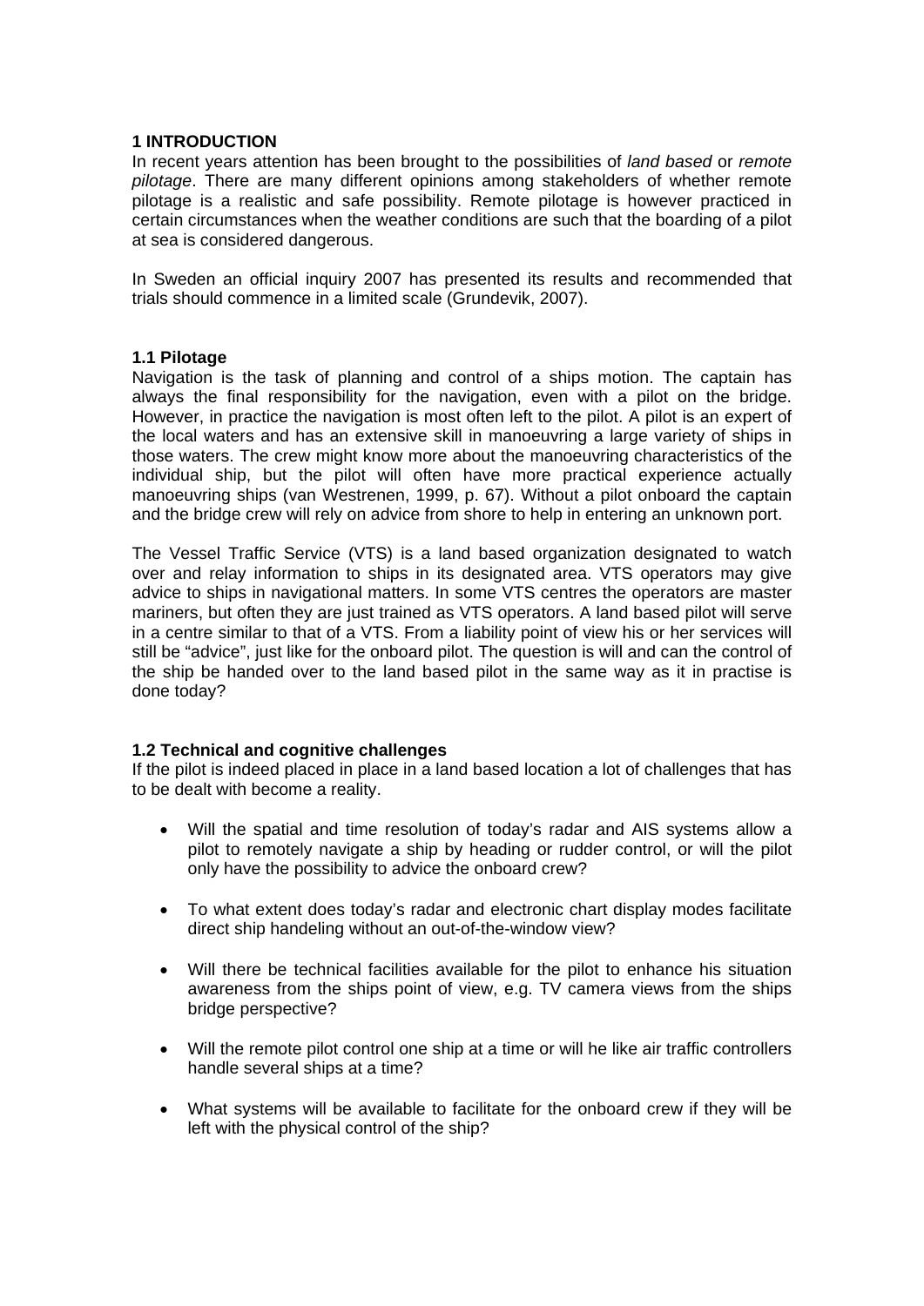# 1 INTRODUCTION

In recent years attention has been brought to the possibilities of *land based* or *remote pilotage*. There are many different opinions among stakeholders of whether remote pilotage is a realistic and safe possibility. Remote pilotage is however practiced in certain circumstances when the weather conditions are such that the boarding of a pilot at sea is considered dangerous.

In Sweden an official inquiry 2007 has presented its results and recommended that trials should commence in a limited scale (Grundevik, 2007).

## 1.1 Pilotage

Navigation is the task of planning and control of a ships motion. The captain has always the final responsibility for the navigation, even with a pilot on the bridge. However, in practice the navigation is most often left to the pilot. A pilot is an expert of the local waters and has an extensive skill in manoeuvring a large variety of ships in those waters. The crew might know more about the manoeuvring characteristics of the individual ship, but the pilot will often have more practical experience actually manoeuvring ships (van Westrenen, 1999, p. 67). Without a pilot onboard the captain and the bridge crew will rely on advice from shore to help in entering an unknown port.

The Vessel Traffic Service (VTS) is a land based organization designated to watch over and relay information to ships in its designated area. VTS operators may give advice to ships in navigational matters. In some VTS centres the operators are master mariners, but often they are just trained as VTS operators. A land based pilot will serve in a centre similar to that of a VTS. From a liability point of view his or her services will still be "advice", just like for the onboard pilot. The question is will and can the control of the ship be handed over to the land based pilot in the same way as it in practise is done today?

## 1.2 Technical and cognitive challenges

If the pilot is indeed placed in place in a land based location a lot of challenges that has to be dealt with become a reality.

- Will the spatial and time resolution of today's radar and AIS systems allow a pilot to remotely navigate a ship by heading or rudder control, or will the pilot only have the possibility to advice the onboard crew?
- To what extent does today's radar and electronic chart display modes facilitate direct ship handeling without an out-of-the-window view?
- Will there be technical facilities available for the pilot to enhance his situation awareness from the ships point of view, e.g. TV camera views from the ships bridge perspective?
- Will the remote pilot control one ship at a time or will he like air traffic controllers handle several ships at a time?
- What systems will be available to facilitate for the onboard crew if they will be left with the physical control of the ship?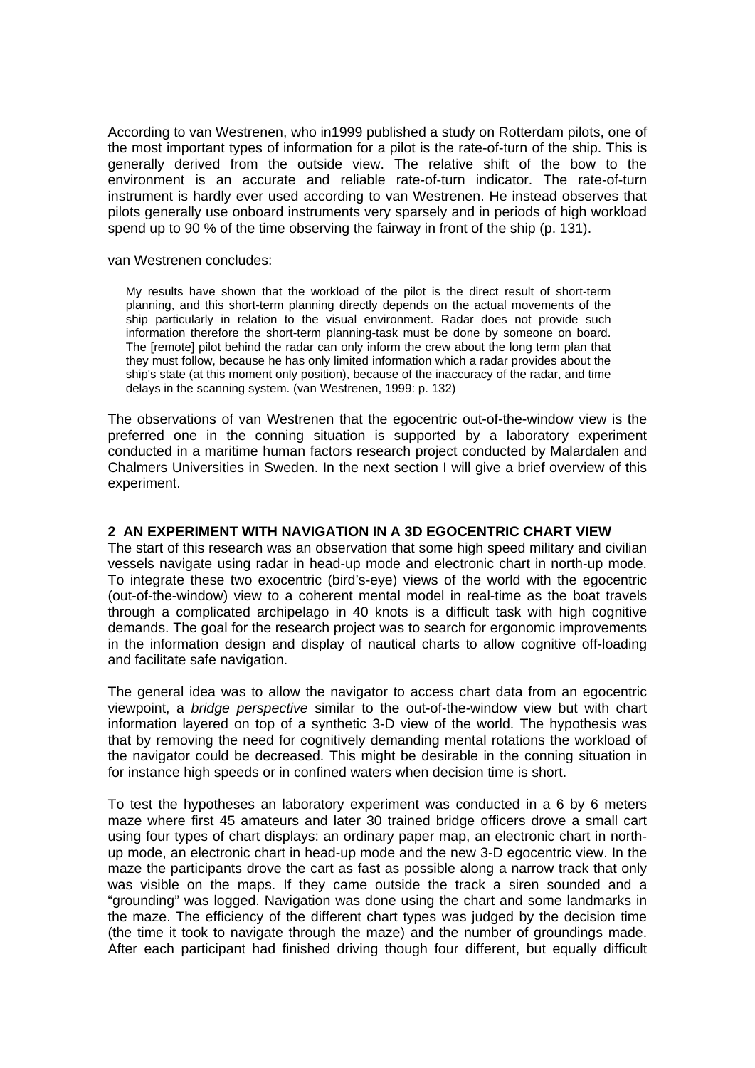According to van Westrenen, who in1999 published a study on Rotterdam pilots, one of the most important types of information for a pilot is the rate-of-turn of the ship. This is generally derived from the outside view. The relative shift of the bow to the environment is an accurate and reliable rate-of-turn indicator. The rate-of-turn instrument is hardly ever used according to van Westrenen. He instead observes that pilots generally use onboard instruments very sparsely and in periods of high workload spend up to 90 % of the time observing the fairway in front of the ship (p. 131).

van Westrenen concludes:

> My results have shown that the workload of the pilot is the direct result of short-term planning, and this short-term planning directly depends on the actual movements of the ship particularly in relation to the visual environment. Radar does not provide such information therefore the short-term planning-task must be done by someone on board. The [remote] pilot behind the radar can only inform the crew about the long term plan that they must follow, because he has only limited information which a radar provides about the ship's state (at this moment only position), because of the inaccuracy of the radar, and time delays in the scanning system. (van Westrenen, 1999: p. 132)

The observations of van Westrenen that the egocentric out-of-the-window view is the preferred one in the conning situation is supported by a laboratory experiment conducted in a maritime human factors research project conducted by Malardalen and Chalmers Universities in Sweden. In the next section I will give a brief overview of this experiment.

## 2 AN EXPERIMENT WITH NAVIGATION IN A 3D EGOCENTRIC CHART VIEW

The start of this research was an observation that some high speed military and civilian vessels navigate using radar in head-up mode and electronic chart in north-up mode. To integrate these two exocentric (bird's-eye) views of the world with the egocentric (out-of-the-window) view to a coherent mental model in real-time as the boat travels through a complicated archipelago in 40 knots is a difficult task with high cognitive demands. The goal for the research project was to search for ergonomic improvements in the information design and display of nautical charts to allow cognitive off-loading and facilitate safe navigation.

The general idea was to allow the navigator to access chart data from an egocentric viewpoint, a *bridge perspective* similar to the out-of-the-window view but with chart information layered on top of a synthetic 3-D view of the world. The hypothesis was that by removing the need for cognitively demanding mental rotations the workload of the navigator could be decreased. This might be desirable in the conning situation in for instance high speeds or in confined waters when decision time is short.

To test the hypotheses an laboratory experiment was conducted in a 6 by 6 meters maze where first 45 amateurs and later 30 trained bridge officers drove a small cart using four types of chart displays: an ordinary paper map, an electronic chart in north-up mode, an electronic chart in head-up mode and the new 3-D egocentric view. In the maze the participants drove the cart as fast as possible along a narrow track that only was visible on the maps. If they came outside the track a siren sounded and a "grounding" was logged. Navigation was done using the chart and some landmarks in the maze. The efficiency of the different chart types was judged by the decision time (the time it took to navigate through the maze) and the number of groundings made. After each participant had finished driving though four different, but equally difficult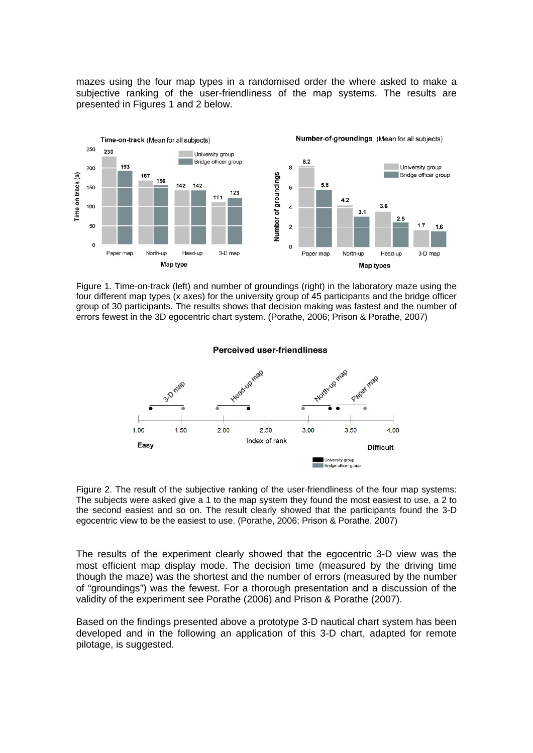mazes using the four map types in a randomised order the where asked to make a subjective ranking of the user-friendliness of the map systems. The results are presented in Figures 1 and 2 below.

Figure 1. Time-on-track (left) and number of groundings (right) in the laboratory maze using the four different map types (x axes) for the university group of 45 participants and the bridge officer group of 30 participants. The results shows that decision making was fastest and the number of errors fewest in the 3D egocentric chart system. (Porathe, 2006; Prison & Porathe, 2007)

Figure 2. The result of the subjective ranking of the user-friendliness of the four map systems: The subjects were asked give a 1 to the map system they found the most easiest to use, a 2 to the second easiest and so on. The result clearly showed that the participants found the 3-D egocentric view to be the easiest to use. (Porathe, 2006; Prison & Porathe, 2007)

The results of the experiment clearly showed that the egocentric 3-D view was the most efficient map display mode. The decision time (measured by the driving time though the maze) was the shortest and the number of errors (measured by the number of "groundings") was the fewest. For a thorough presentation and a discussion of the validity of the experiment see Porathe (2006) and Prison & Porathe (2007).

Based on the findings presented above a prototype 3-D nautical chart system has been developed and in the following an application of this 3-D chart, adapted for remote pilotage, is suggested.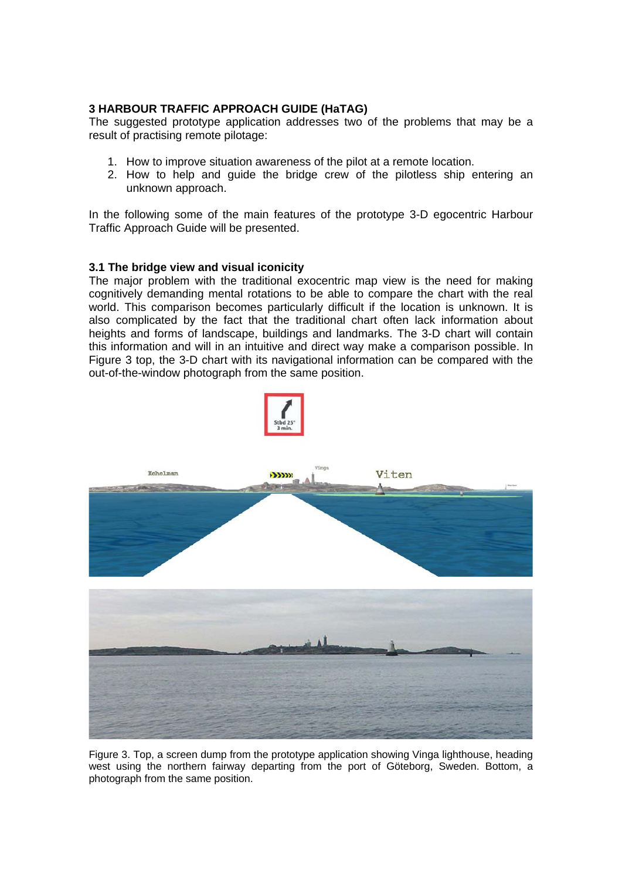### 3 HARBOUR TRAFFIC APPROACH GUIDE (HaTAG)

The suggested prototype application addresses two of the problems that may be a result of practising remote pilotage:

1. How to improve situation awareness of the pilot at a remote location.
2. How to help and guide the bridge crew of the pilotless ship entering an unknown approach.

In the following some of the main features of the prototype 3-D egocentric Harbour Traffic Approach Guide will be presented.

#### 3.1 The bridge view and visual iconicity

The major problem with the traditional exocentric map view is the need for making cognitively demanding mental rotations to be able to compare the chart with the real world. This comparison becomes particularly difficult if the location is unknown. It is also complicated by the fact that the traditional chart often lack information about heights and forms of landscape, buildings and landmarks. The 3-D chart will contain this information and will in an intuitive and direct way make a comparison possible. In Figure 3 top, the 3-D chart with its navigational information can be compared with the out-of-the-window photograph from the same position.

Figure 3. Top, a screen dump from the prototype application showing Vinga lighthouse, heading west using the northern fairway departing from the port of Göteborg, Sweden. Bottom, a photograph from the same position.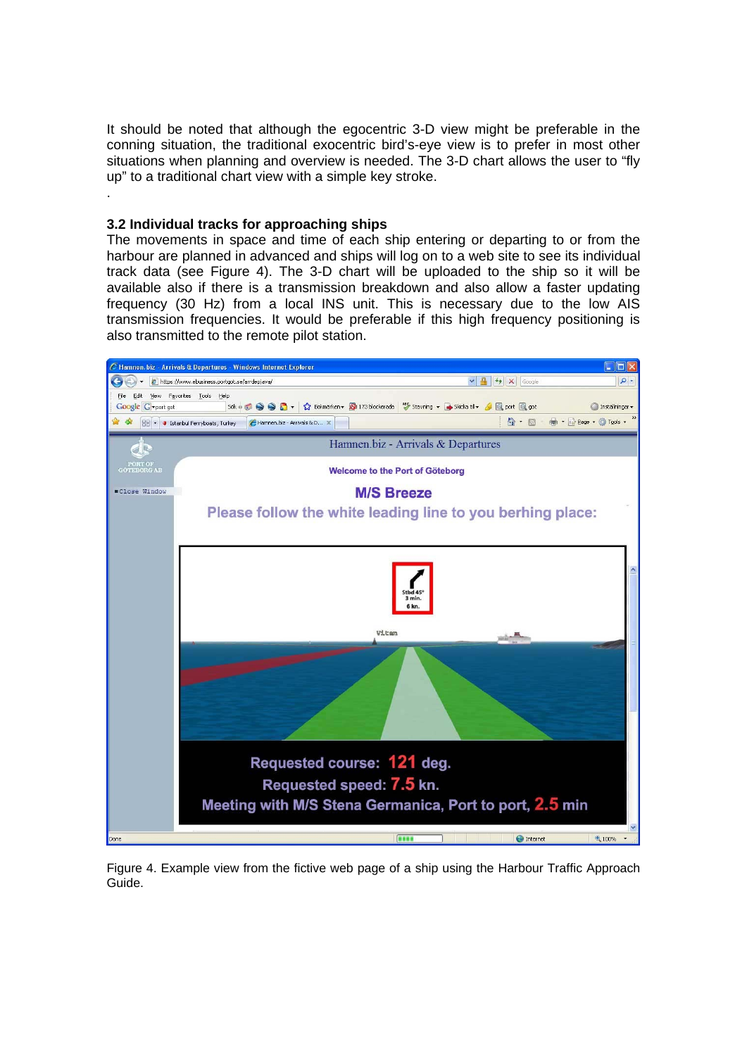It should be noted that although the egocentric 3-D view might be preferable in the conning situation, the traditional exocentric bird's-eye view is to prefer in most other situations when planning and overview is needed. The 3-D chart allows the user to "fly up" to a traditional chart view with a simple key stroke.

.

### 3.2 Individual tracks for approaching ships

The movements in space and time of each ship entering or departing to or from the harbour are planned in advanced and ships will log on to a web site to see its individual track data (see Figure 4). The 3-D chart will be uploaded to the ship so it will be available also if there is a transmission breakdown and also allow a faster updating frequency (30 Hz) from a local INS unit. This is necessary due to the low AIS transmission frequencies. It would be preferable if this high frequency positioning is also transmitted to the remote pilot station.

Figure 4. Example view from the fictive web page of a ship using the Harbour Traffic Approach Guide.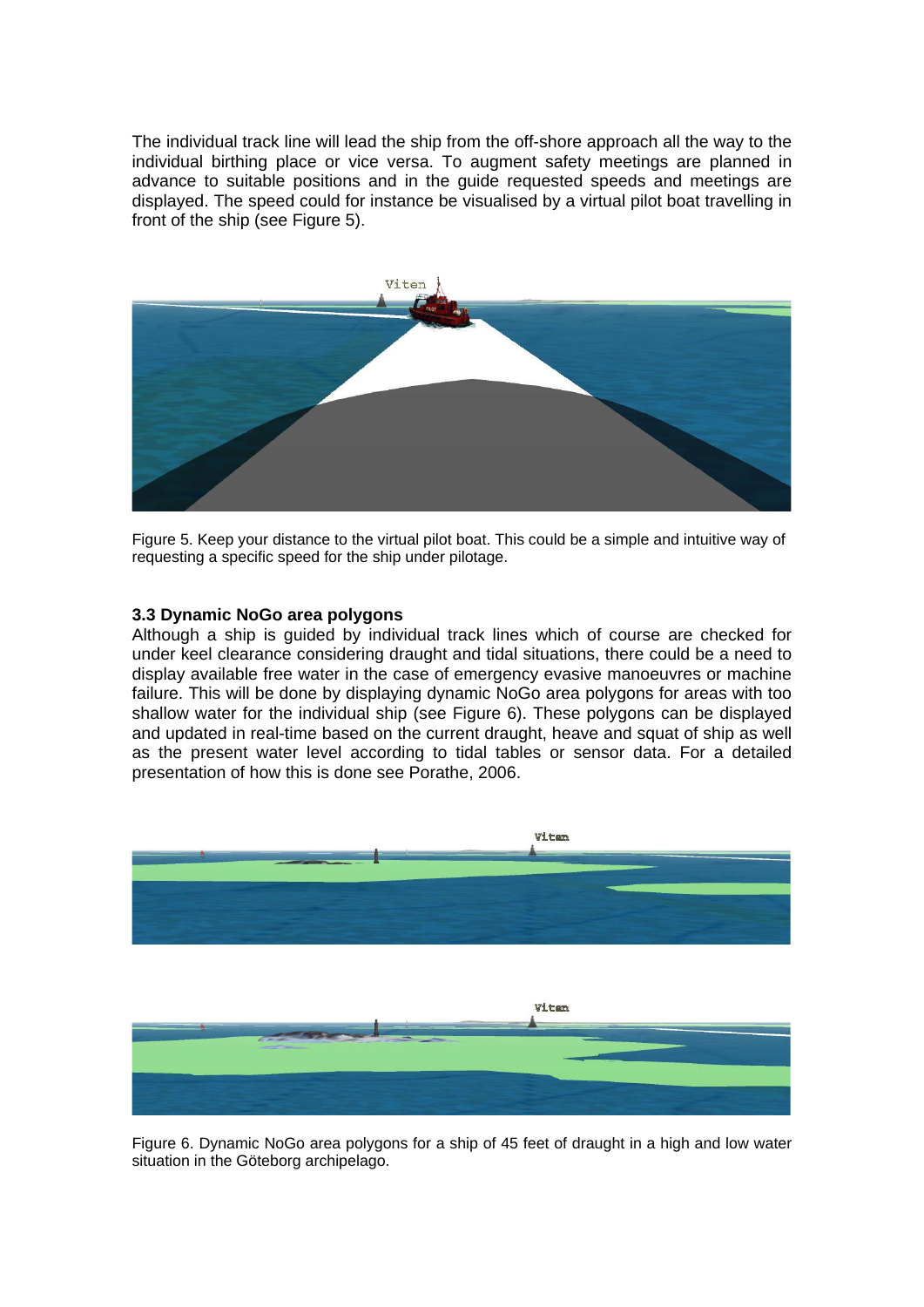The individual track line will lead the ship from the off-shore approach all the way to the individual birthing place or vice versa. To augment safety meetings are planned in advance to suitable positions and in the guide requested speeds and meetings are displayed. The speed could for instance be visualised by a virtual pilot boat travelling in front of the ship (see Figure 5).

Figure 5. Keep your distance to the virtual pilot boat. This could be a simple and intuitive way of requesting a specific speed for the ship under pilotage.

### 3.3 Dynamic NoGo area polygons

Although a ship is guided by individual track lines which of course are checked for under keel clearance considering draught and tidal situations, there could be a need to display available free water in the case of emergency evasive manoeuvres or machine failure. This will be done by displaying dynamic NoGo area polygons for areas with too shallow water for the individual ship (see Figure 6). These polygons can be displayed and updated in real-time based on the current draught, heave and squat of ship as well as the present water level according to tidal tables or sensor data. For a detailed presentation of how this is done see Porathe, 2006.

Figure 6. Dynamic NoGo area polygons for a ship of 45 feet of draught in a high and low water situation in the Göteborg archipelago.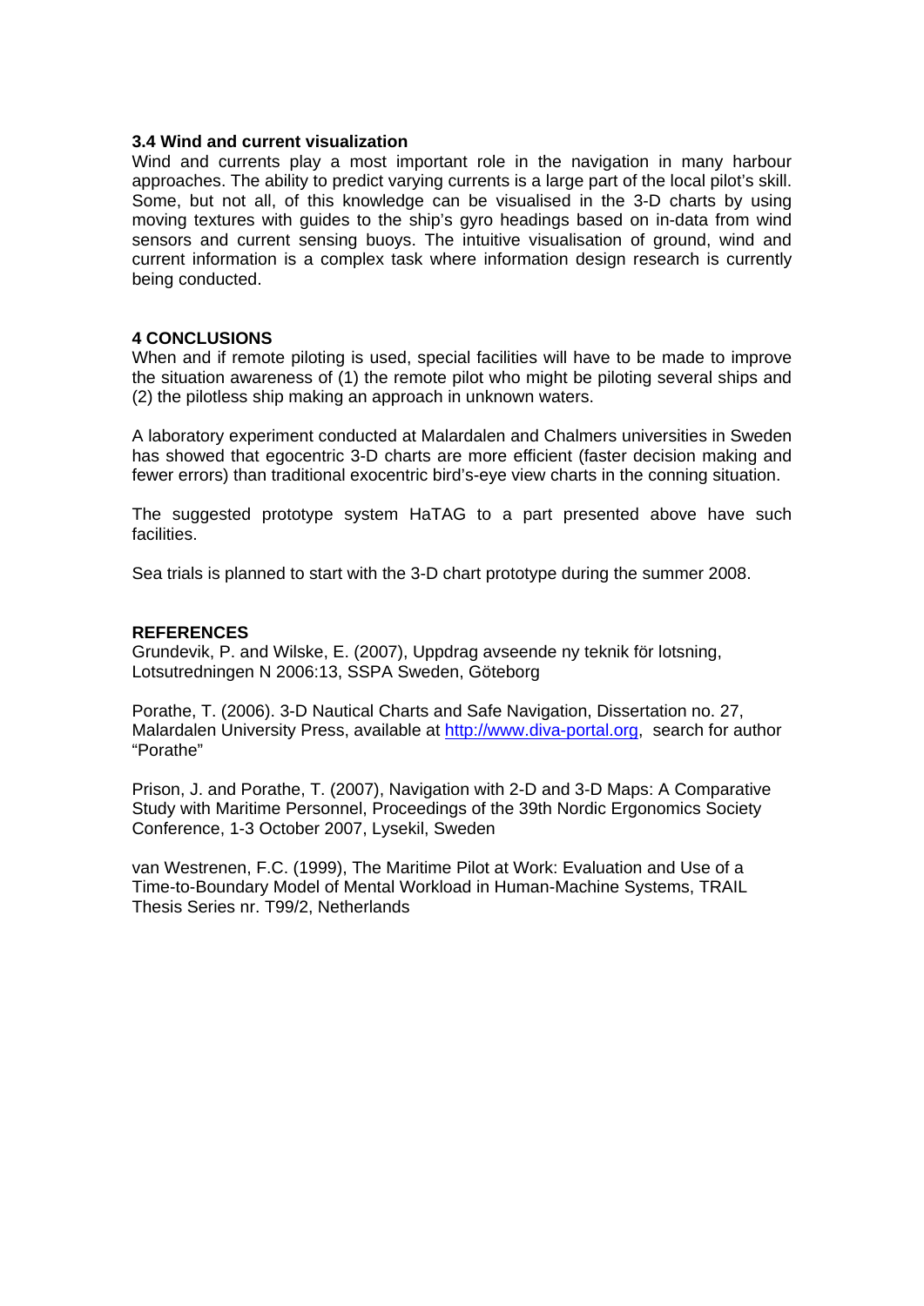### 3.4 Wind and current visualization

Wind and currents play a most important role in the navigation in many harbour approaches. The ability to predict varying currents is a large part of the local pilot's skill. Some, but not all, of this knowledge can be visualised in the 3-D charts by using moving textures with guides to the ship's gyro headings based on in-data from wind sensors and current sensing buoys. The intuitive visualisation of ground, wind and current information is a complex task where information design research is currently being conducted.

## 4 CONCLUSIONS

When and if remote piloting is used, special facilities will have to be made to improve the situation awareness of (1) the remote pilot who might be piloting several ships and (2) the pilotless ship making an approach in unknown waters.

A laboratory experiment conducted at Malardalen and Chalmers universities in Sweden has showed that egocentric 3-D charts are more efficient (faster decision making and fewer errors) than traditional exocentric bird's-eye view charts in the conning situation.

The suggested prototype system HaTAG to a part presented above have such facilities.

Sea trials is planned to start with the 3-D chart prototype during the summer 2008.

## REFERENCES

Grundevik, P. and Wilske, E. (2007), Uppdrag avseende ny teknik för lotsning, Lotsutredningen N 2006:13, SSPA Sweden, Göteborg

Porathe, T. (2006). 3-D Nautical Charts and Safe Navigation, Dissertation no. 27, Malardalen University Press, available at http://www.diva-portal.org, search for author "Porathe"

Prison, J. and Porathe, T. (2007), Navigation with 2-D and 3-D Maps: A Comparative Study with Maritime Personnel, Proceedings of the 39th Nordic Ergonomics Society Conference, 1-3 October 2007, Lysekil, Sweden

van Westrenen, F.C. (1999), The Maritime Pilot at Work: Evaluation and Use of a Time-to-Boundary Model of Mental Workload in Human-Machine Systems, TRAIL Thesis Series nr. T99/2, Netherlands